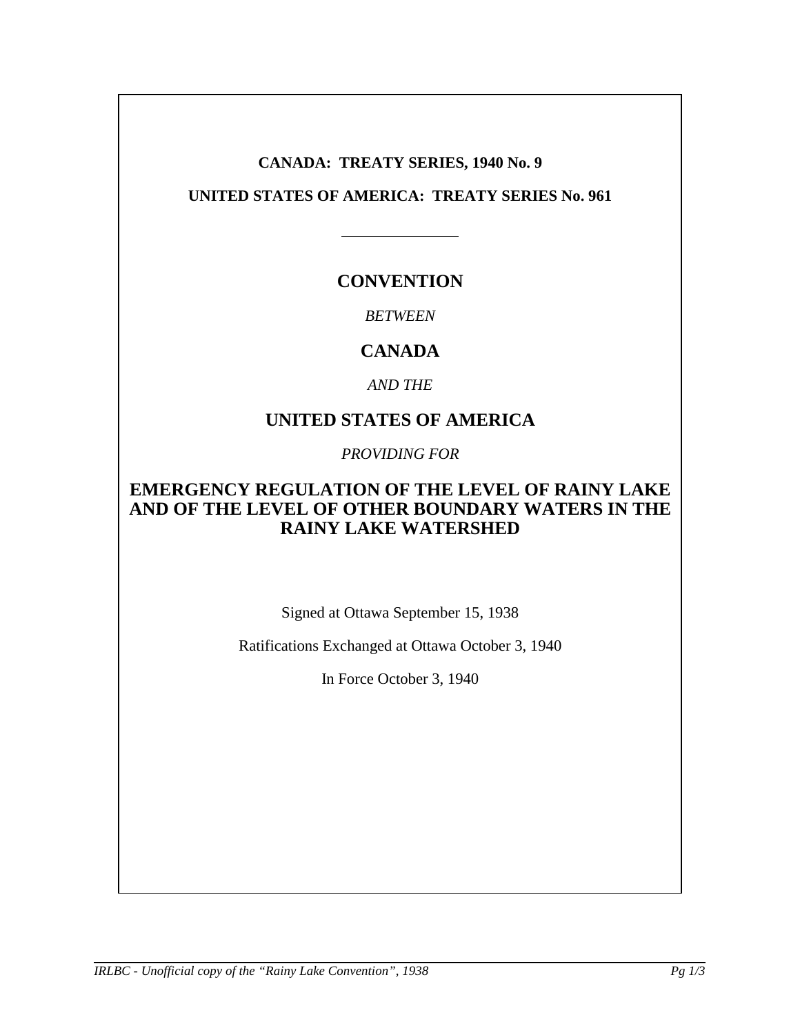**CANADA: TREATY SERIES, 1940 No. 9**

**UNITED STATES OF AMERICA: TREATY SERIES No. 961**

---

# CONVENTION

*BETWEEN*

# CANADA

*AND THE*

# UNITED STATES OF AMERICA

*PROVIDING FOR*

## EMERGENCY REGULATION OF THE LEVEL OF RAINY LAKE AND OF THE LEVEL OF OTHER BOUNDARY WATERS IN THE RAINY LAKE WATERSHED

Signed at Ottawa September 15, 1938

Ratifications Exchanged at Ottawa October 3, 1940

In Force October 3, 1940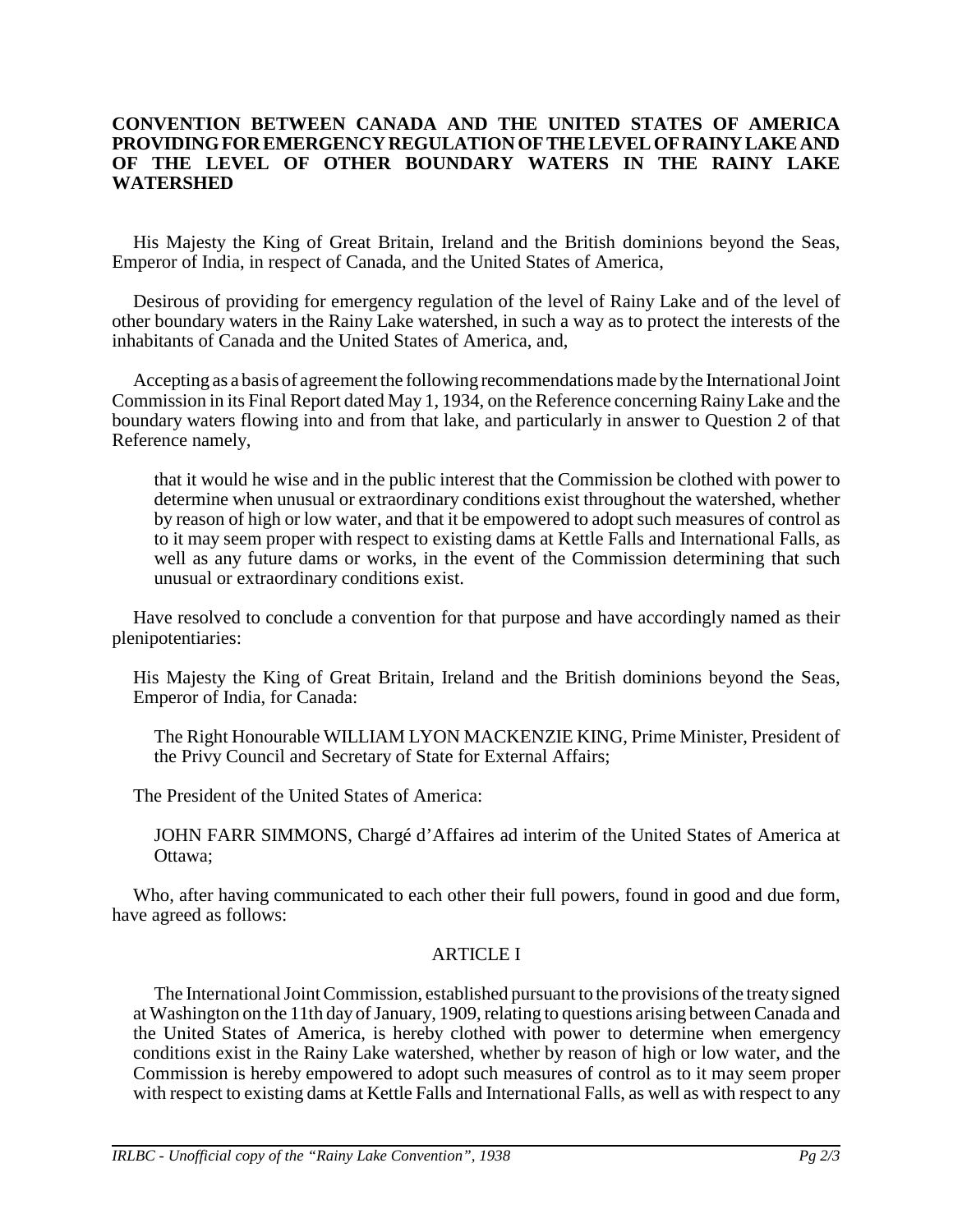**CONVENTION BETWEEN CANADA AND THE UNITED STATES OF AMERICA PROVIDING FOR EMERGENCY REGULATION OF THE LEVEL OF RAINY LAKE AND OF THE LEVEL OF OTHER BOUNDARY WATERS IN THE RAINY LAKE WATERSHED**

His Majesty the King of Great Britain, Ireland and the British dominions beyond the Seas, Emperor of India, in respect of Canada, and the United States of America,

Desirous of providing for emergency regulation of the level of Rainy Lake and of the level of other boundary waters in the Rainy Lake watershed, in such a way as to protect the interests of the inhabitants of Canada and the United States of America, and,

Accepting as a basis of agreement the following recommendations made by the International Joint Commission in its Final Report dated May 1, 1934, on the Reference concerning Rainy Lake and the boundary waters flowing into and from that lake, and particularly in answer to Question 2 of that Reference namely,

> that it would he wise and in the public interest that the Commission be clothed with power to determine when unusual or extraordinary conditions exist throughout the watershed, whether by reason of high or low water, and that it be empowered to adopt such measures of control as to it may seem proper with respect to existing dams at Kettle Falls and International Falls, as well as any future dams or works, in the event of the Commission determining that such unusual or extraordinary conditions exist.

Have resolved to conclude a convention for that purpose and have accordingly named as their plenipotentiaries:

His Majesty the King of Great Britain, Ireland and the British dominions beyond the Seas, Emperor of India, for Canada:

> The Right Honourable WILLIAM LYON MACKENZIE KING, Prime Minister, President of the Privy Council and Secretary of State for External Affairs;

The President of the United States of America:

> JOHN FARR SIMMONS, Chargé d'Affaires ad interim of the United States of America at Ottawa;

Who, after having communicated to each other their full powers, found in good and due form, have agreed as follows:

## ARTICLE I

The International Joint Commission, established pursuant to the provisions of the treaty signed at Washington on the 11th day of January, 1909, relating to questions arising between Canada and the United States of America, is hereby clothed with power to determine when emergency conditions exist in the Rainy Lake watershed, whether by reason of high or low water, and the Commission is hereby empowered to adopt such measures of control as to it may seem proper with respect to existing dams at Kettle Falls and International Falls, as well as with respect to any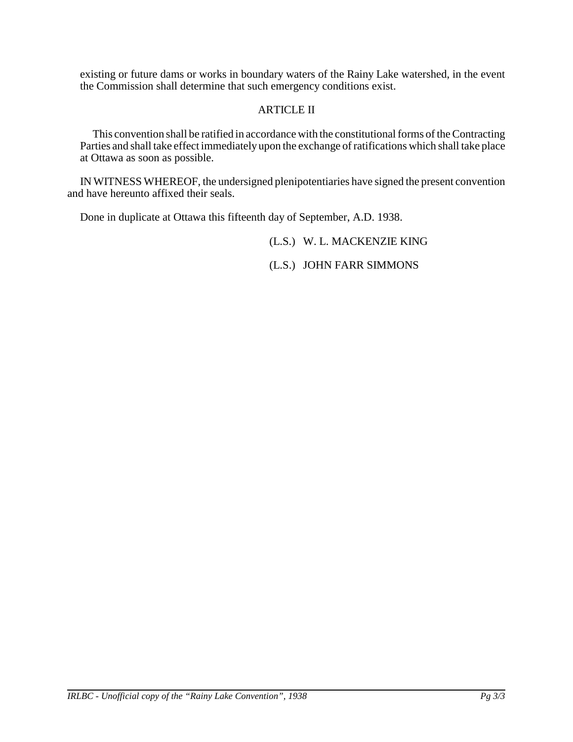existing or future dams or works in boundary waters of the Rainy Lake watershed, in the event the Commission shall determine that such emergency conditions exist.

## ARTICLE II

This convention shall be ratified in accordance with the constitutional forms of the Contracting Parties and shall take effect immediately upon the exchange of ratifications which shall take place at Ottawa as soon as possible.

IN WITNESS WHEREOF, the undersigned plenipotentiaries have signed the present convention and have hereunto affixed their seals.

Done in duplicate at Ottawa this fifteenth day of September, A.D. 1938.

(L.S.) W. L. MACKENZIE KING

(L.S.) JOHN FARR SIMMONS